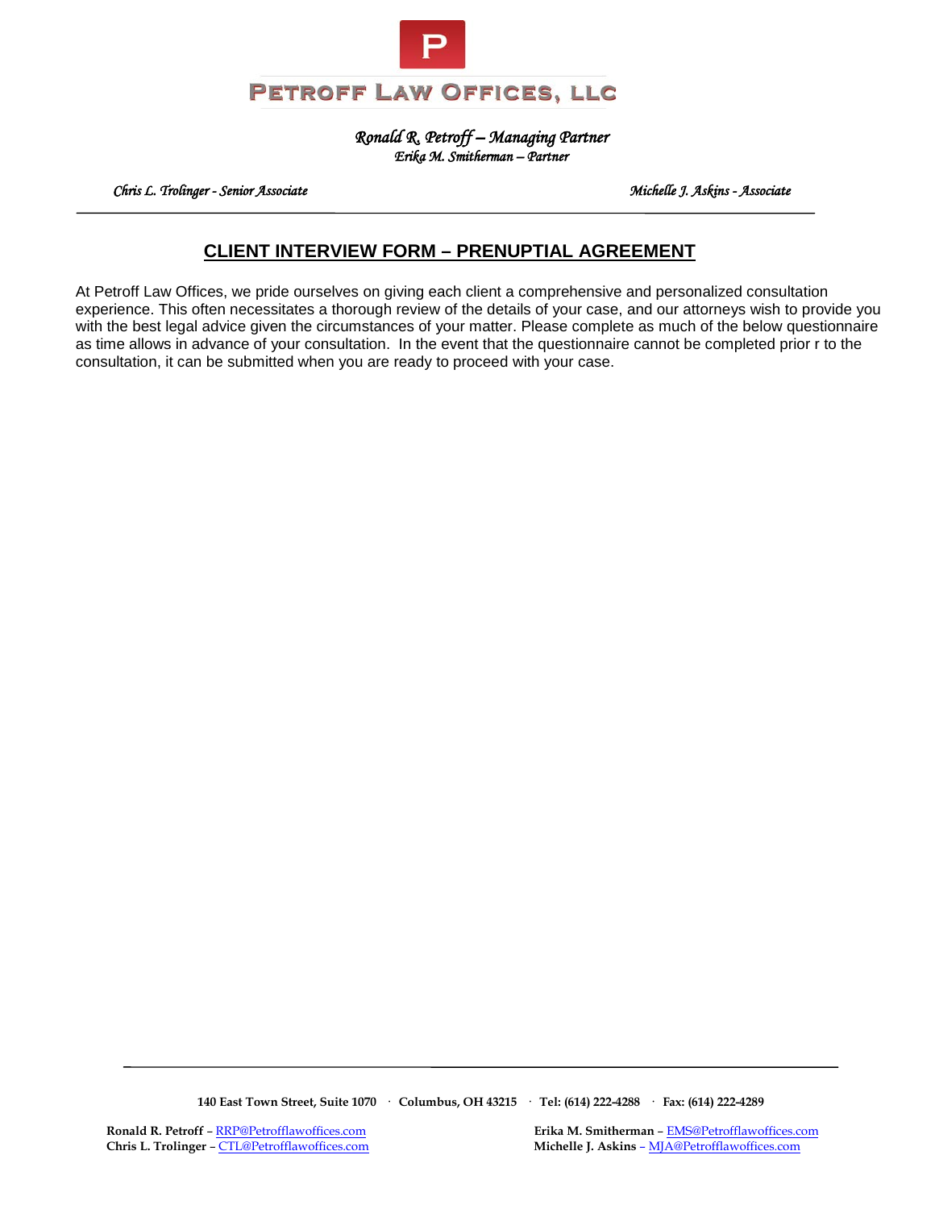# PETROFF LAW OFFICES, LLC

*Ronald R. Petroff – Managing Partner*
*Erika M. Smitherman – Partner*

*Chris L. Trolinger - Senior Associate* *Michelle J. Askins - Associate*

## CLIENT INTERVIEW FORM – PRENUPTIAL AGREEMENT

At Petroff Law Offices, we pride ourselves on giving each client a comprehensive and personalized consultation experience. This often necessitates a thorough review of the details of your case, and our attorneys wish to provide you with the best legal advice given the circumstances of your matter. Please complete as much of the below questionnaire as time allows in advance of your consultation. In the event that the questionnaire cannot be completed prior r to the consultation, it can be submitted when you are ready to proceed with your case.

**140 East Town Street, Suite 1070 · Columbus, OH 43215 · Tel: (614) 222-4288 · Fax: (614) 222-4289**

**Ronald R. Petroff** – RRP@Petrofflawoffices.com
**Chris L. Trolinger** – CTL@Petrofflawoffices.com
**Erika M. Smitherman** – EMS@Petrofflawoffices.com
**Michelle J. Askins** – MJA@Petrofflawoffices.com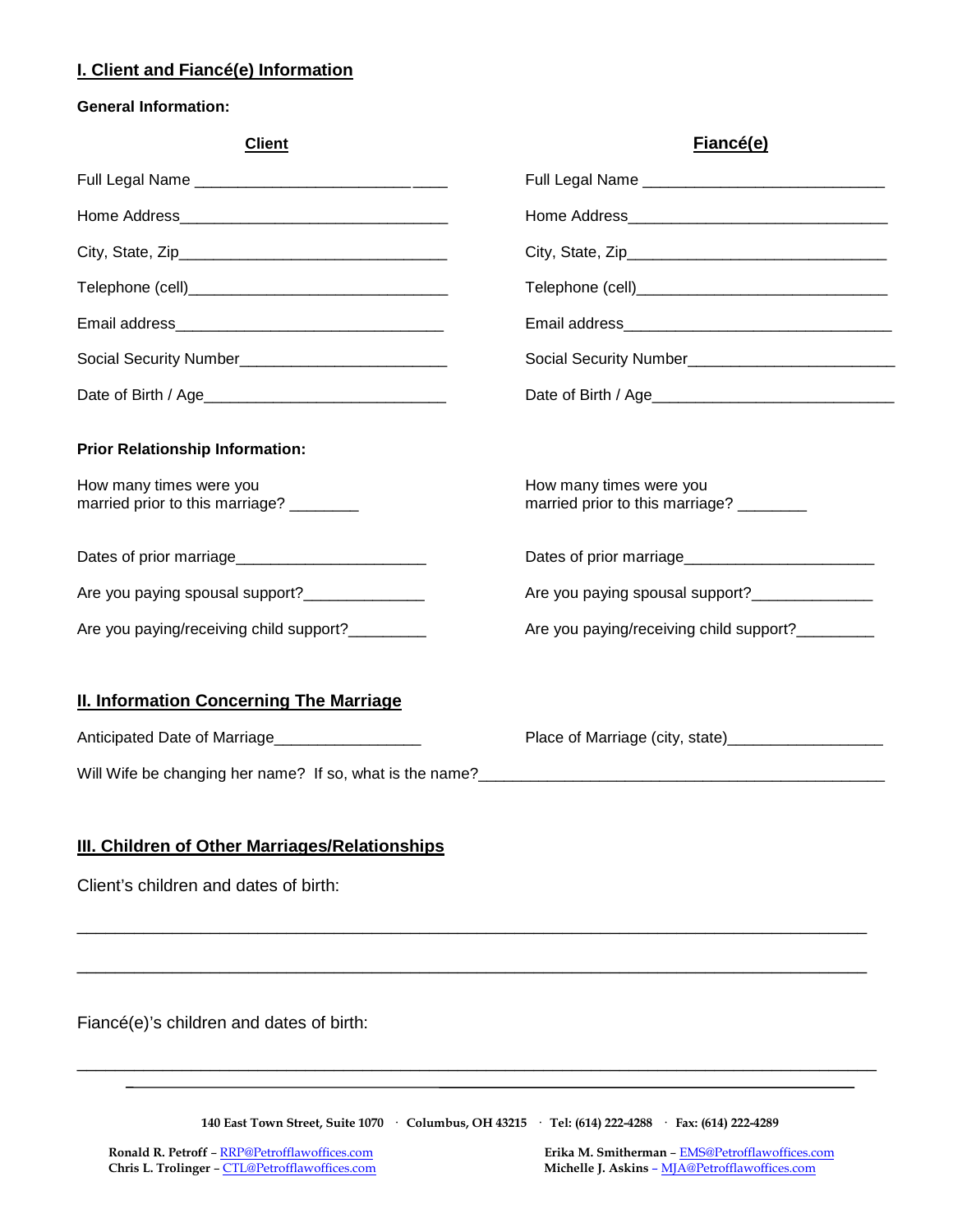## I. Client and Fiancé(e) Information

**General Information:**

| Client | Fiancé(e) |
| --- | --- |
| Full Legal Name ______________________________ | Full Legal Name ____________________________ |
| Home Address_______________________________ | Home Address______________________________ |
| City, State, Zip______________________________ | City, State, Zip_____________________________ |
| Telephone (cell)______________________________ | Telephone (cell)_____________________________ |
| Email address_______________________________ | Email address_______________________________ |
| Social Security Number________________________ | Social Security Number________________________ |
| Date of Birth / Age____________________________ | Date of Birth / Age____________________________ |

**Prior Relationship Information:**

| Client | Fiancé(e) |
| --- | --- |
| How many times were you married prior to this marriage? ________ | How many times were you married prior to this marriage? ________ |
| Dates of prior marriage______________________ | Dates of prior marriage______________________ |
| Are you paying spousal support?______________ | Are you paying spousal support?______________ |
| Are you paying/receiving child support?_________ | Are you paying/receiving child support?_________ |

## II. Information Concerning The Marriage

Anticipated Date of Marriage_________________

Place of Marriage (city, state)__________________

Will Wife be changing her name? If so, what is the name?_______________________________________________

## III. Children of Other Marriages/Relationships

Client's children and dates of birth:

_____________________________________________________________________________________

_____________________________________________________________________________________

Fiancé(e)'s children and dates of birth:

_____________________________________________________________________________________

_____________________________________________________________________________________

140 East Town Street, Suite 1070 · Columbus, OH 43215 · Tel: (614) 222-4288 · Fax: (614) 222-4289

Ronald R. Petroff – RRP@Petrofflawoffices.com
Chris L. Trolinger – CTL@Petrofflawoffices.com
Erika M. Smitherman – EMS@Petrofflawoffices.com
Michelle J. Askins – MJA@Petrofflawoffices.com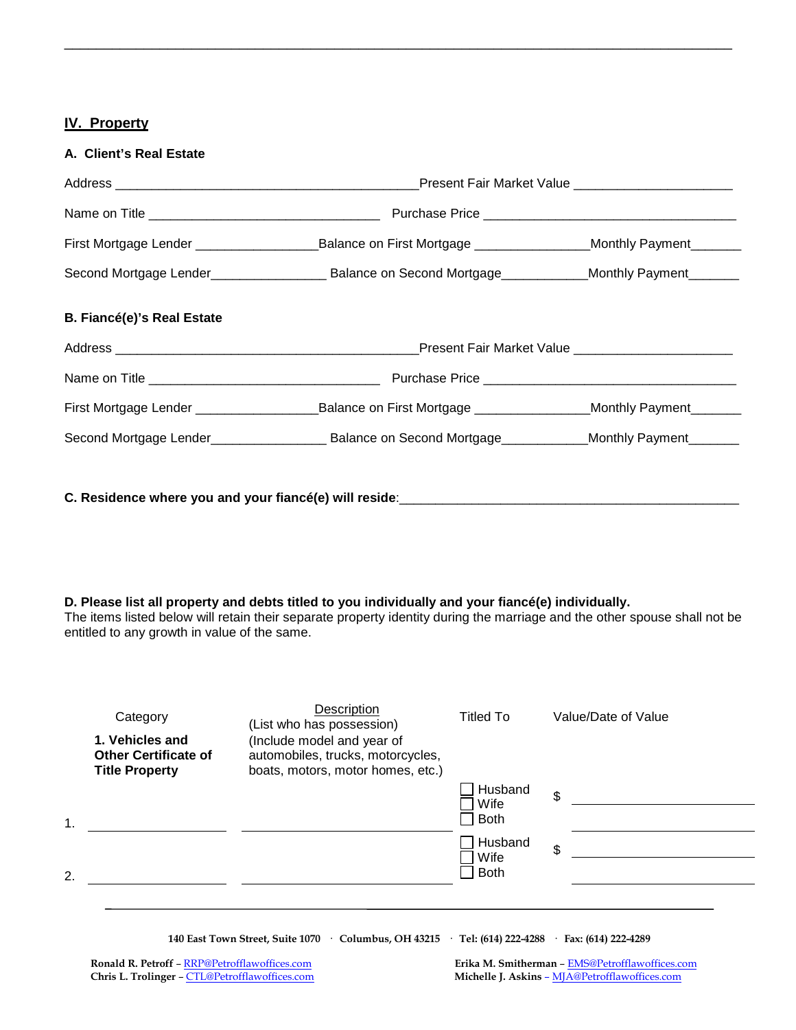## IV. Property

### A. Client's Real Estate

Address ___________________________________________Present Fair Market Value ______________________

Name on Title ________________________________ Purchase Price ____________________________________

First Mortgage Lender _________________Balance on First Mortgage ________________Monthly Payment_______

Second Mortgage Lender________________ Balance on Second Mortgage____________Monthly Payment_______

### B. Fiancé(e)'s Real Estate

Address ___________________________________________Present Fair Market Value ______________________

Name on Title ________________________________ Purchase Price ____________________________________

First Mortgage Lender _________________Balance on First Mortgage ________________Monthly Payment_______

Second Mortgage Lender________________ Balance on Second Mortgage____________Monthly Payment_______

**C. Residence where you and your fiancé(e) will reside**:_______________________________________________

**D. Please list all property and debts titled to you individually and your fiancé(e) individually.**
The items listed below will retain their separate property identity during the marriage and the other spouse shall not be entitled to any growth in value of the same.

| | Category<br>**1. Vehicles and Other Certificate of Title Property** | Description<br>(List who has possession)<br>(Include model and year of automobiles, trucks, motorcycles, boats, motors, motor homes, etc.) | Titled To | Value/Date of Value |
|---|---|---|---|---|
| 1. | ____________ | ____________ | ☐ Husband<br>☐ Wife<br>☐ Both | $ ____________<br>____________ |
| 2. | ____________ | ____________ | ☐ Husband<br>☐ Wife<br>☐ Both | $ ____________<br>____________ |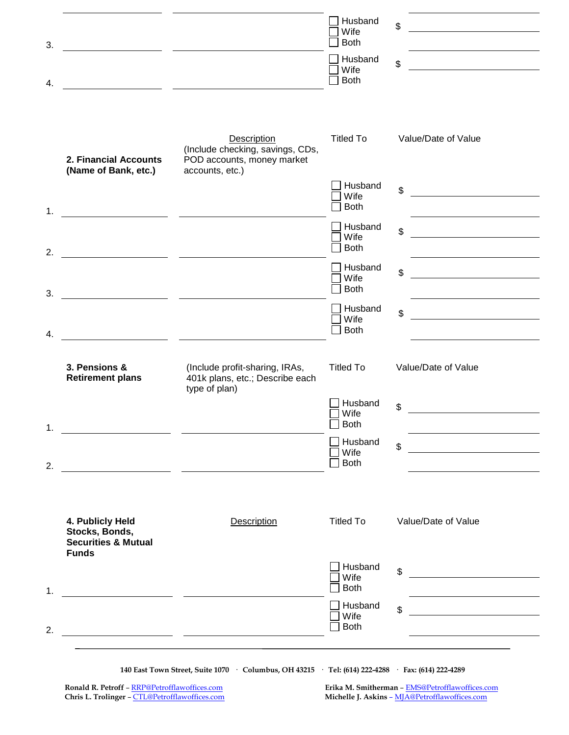| | | Titled To | Value/Date of Value |
|---|---|---|---|
| 3. | | ☐ Husband ☐ Wife ☐ Both | $ |
| 4. | | ☐ Husband ☐ Wife ☐ Both | $ |

| **2. Financial Accounts (Name of Bank, etc.)** | Description (Include checking, savings, CDs, POD accounts, money market accounts, etc.) | Titled To | Value/Date of Value |
|---|---|---|---|
| 1. | | ☐ Husband ☐ Wife ☐ Both | $ |
| 2. | | ☐ Husband ☐ Wife ☐ Both | $ |
| 3. | | ☐ Husband ☐ Wife ☐ Both | $ |
| 4. | | ☐ Husband ☐ Wife ☐ Both | $ |

| **3. Pensions & Retirement plans** | (Include profit-sharing, IRAs, 401k plans, etc.; Describe each type of plan) | Titled To | Value/Date of Value |
|---|---|---|---|
| 1. | | ☐ Husband ☐ Wife ☐ Both | $ |
| 2. | | ☐ Husband ☐ Wife ☐ Both | $ |

| **4. Publicly Held Stocks, Bonds, Securities & Mutual Funds** | Description | Titled To | Value/Date of Value |
|---|---|---|---|
| 1. | | ☐ Husband ☐ Wife ☐ Both | $ |
| 2. | | ☐ Husband ☐ Wife ☐ Both | $ |

140 East Town Street, Suite 1070 · Columbus, OH 43215 · Tel: (614) 222-4288 · Fax: (614) 222-4289

Ronald R. Petroff – RRP@Petrofflawoffices.com
Chris L. Trolinger – CTL@Petrofflawoffices.com
Erika M. Smitherman – EMS@Petrofflawoffices.com
Michelle J. Askins – MJA@Petrofflawoffices.com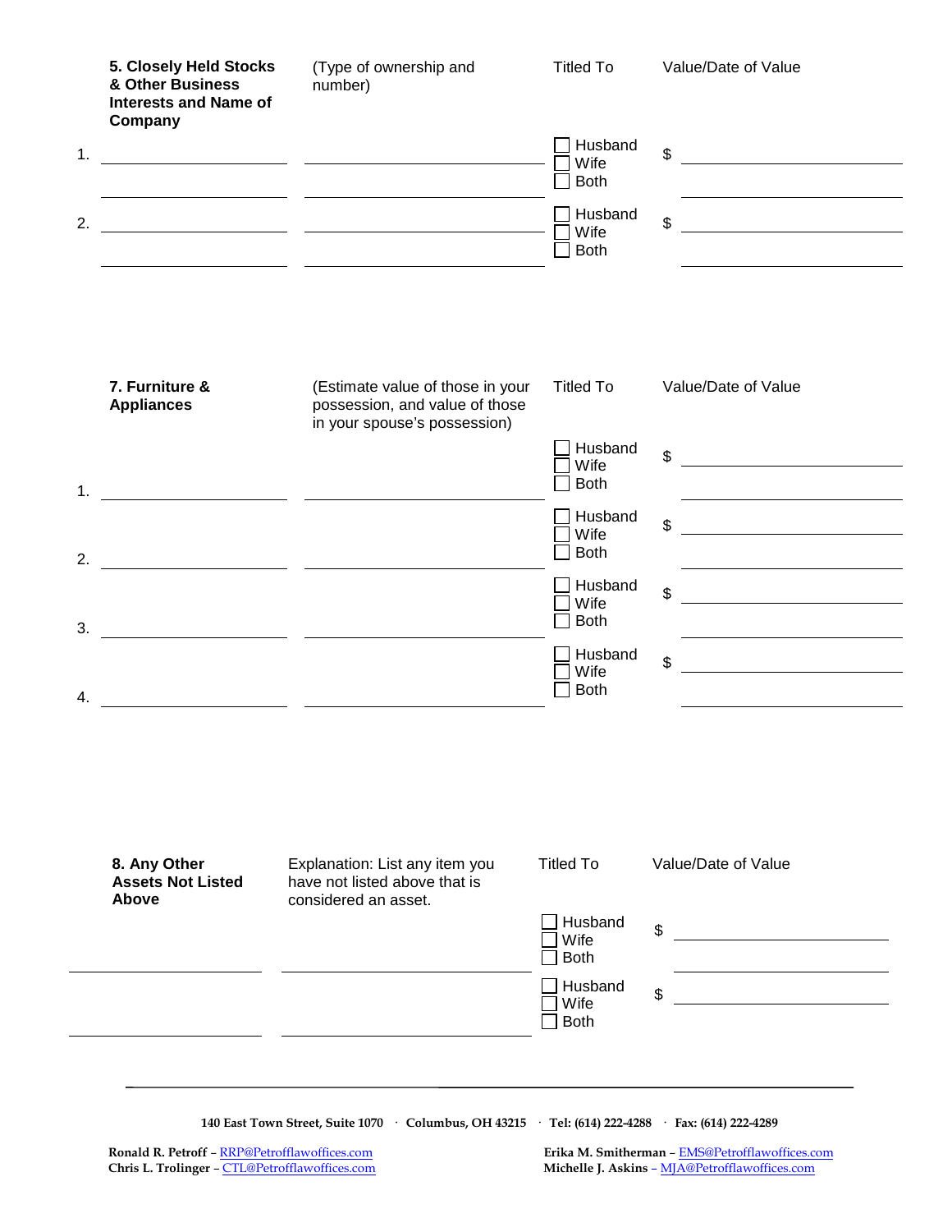| 5. Closely Held Stocks & Other Business Interests and Name of Company | (Type of ownership and number) | Titled To | Value/Date of Value |
|---|---|---|---|
| 1. ______________ | ______________ | ☐ Husband ☐ Wife ☐ Both | $ ______________ |
| 2. ______________ | ______________ | ☐ Husband ☐ Wife ☐ Both | $ ______________ |

| 7. Furniture & Appliances | (Estimate value of those in your possession, and value of those in your spouse's possession) | Titled To | Value/Date of Value |
|---|---|---|---|
| 1. ______________ | ______________ | ☐ Husband ☐ Wife ☐ Both | $ ______________ |
| 2. ______________ | ______________ | ☐ Husband ☐ Wife ☐ Both | $ ______________ |
| 3. ______________ | ______________ | ☐ Husband ☐ Wife ☐ Both | $ ______________ |
| 4. ______________ | ______________ | ☐ Husband ☐ Wife ☐ Both | $ ______________ |

| 8. Any Other Assets Not Listed Above | Explanation: List any item you have not listed above that is considered an asset. | Titled To | Value/Date of Value |
|---|---|---|---|
| ______________ | ______________ | ☐ Husband ☐ Wife ☐ Both | $ ______________ |
| ______________ | ______________ | ☐ Husband ☐ Wife ☐ Both | $ ______________ |

140 East Town Street, Suite 1070 · Columbus, OH 43215 · Tel: (614) 222-4288 · Fax: (614) 222-4289

Ronald R. Petroff – RRP@Petrofflawoffices.com
Chris L. Trolinger – CTL@Petrofflawoffices.com
Erika M. Smitherman – EMS@Petrofflawoffices.com
Michelle J. Askins – MJA@Petrofflawoffices.com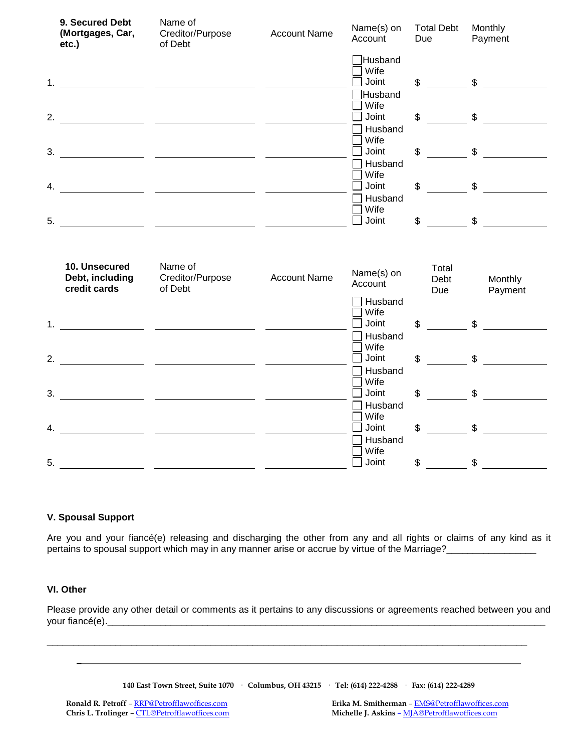| **9. Secured Debt (Mortgages, Car, etc.)** | Name of Creditor/Purpose of Debt | Account Name | Name(s) on Account | Total Debt Due | Monthly Payment |
|---|---|---|---|---|---|
| 1. ______ | ______ | ______ | ☐ Husband ☐ Wife ☐ Joint | $ ______ | $ ______ |
| 2. ______ | ______ | ______ | ☐ Husband ☐ Wife ☐ Joint | $ ______ | $ ______ |
| 3. ______ | ______ | ______ | ☐ Husband ☐ Wife ☐ Joint | $ ______ | $ ______ |
| 4. ______ | ______ | ______ | ☐ Husband ☐ Wife ☐ Joint | $ ______ | $ ______ |
| 5. ______ | ______ | ______ | ☐ Husband ☐ Wife ☐ Joint | $ ______ | $ ______ |

| **10. Unsecured Debt, including credit cards** | Name of Creditor/Purpose of Debt | Account Name | Name(s) on Account | Total Debt Due | Monthly Payment |
|---|---|---|---|---|---|
| 1. ______ | ______ | ______ | ☐ Husband ☐ Wife ☐ Joint | $ ______ | $ ______ |
| 2. ______ | ______ | ______ | ☐ Husband ☐ Wife ☐ Joint | $ ______ | $ ______ |
| 3. ______ | ______ | ______ | ☐ Husband ☐ Wife ☐ Joint | $ ______ | $ ______ |
| 4. ______ | ______ | ______ | ☐ Husband ☐ Wife ☐ Joint | $ ______ | $ ______ |
| 5. ______ | ______ | ______ | ☐ Husband ☐ Wife ☐ Joint | $ ______ | $ ______ |

## V. Spousal Support

Are you and your fiancé(e) releasing and discharging the other from any and all rights or claims of any kind as it pertains to spousal support which may in any manner arise or accrue by virtue of the Marriage?_________________

## VI. Other

Please provide any other detail or comments as it pertains to any discussions or agreements reached between you and your fiancé(e).___________________________________________________________________________________

______________________________________________________________________________________________

______________________________________________________________________________________________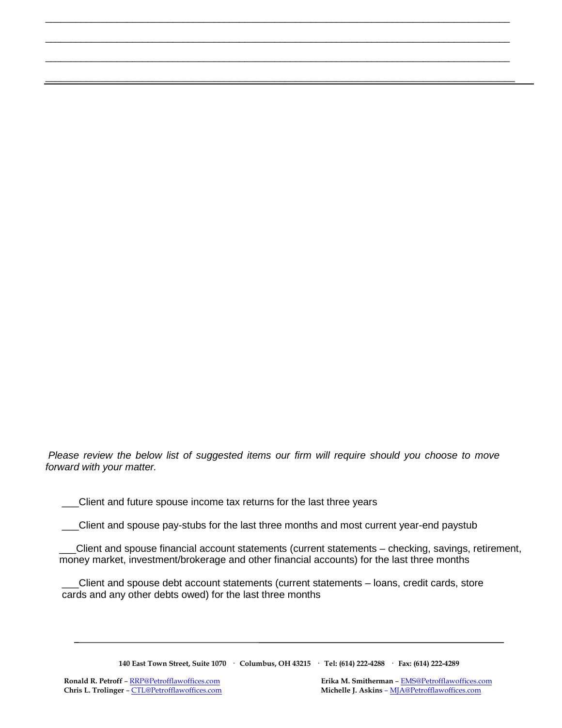_______________________________________________________________________________

_______________________________________________________________________________

_______________________________________________________________________________

_______________________________________________________________________________

*Please review the below list of suggested items our firm will require should you choose to move forward with your matter.*

___Client and future spouse income tax returns for the last three years

___Client and spouse pay-stubs for the last three months and most current year-end paystub

___Client and spouse financial account statements (current statements – checking, savings, retirement, money market, investment/brokerage and other financial accounts) for the last three months

___Client and spouse debt account statements (current statements – loans, credit cards, store cards and any other debts owed) for the last three months

**140 East Town Street, Suite 1070 · Columbus, OH 43215 · Tel: (614) 222-4288 · Fax: (614) 222-4289**

**Ronald R. Petroff** – RRP@Petrofflawoffices.com
**Chris L. Trolinger** – CTL@Petrofflawoffices.com
**Erika M. Smitherman** – EMS@Petrofflawoffices.com
**Michelle J. Askins** – MJA@Petrofflawoffices.com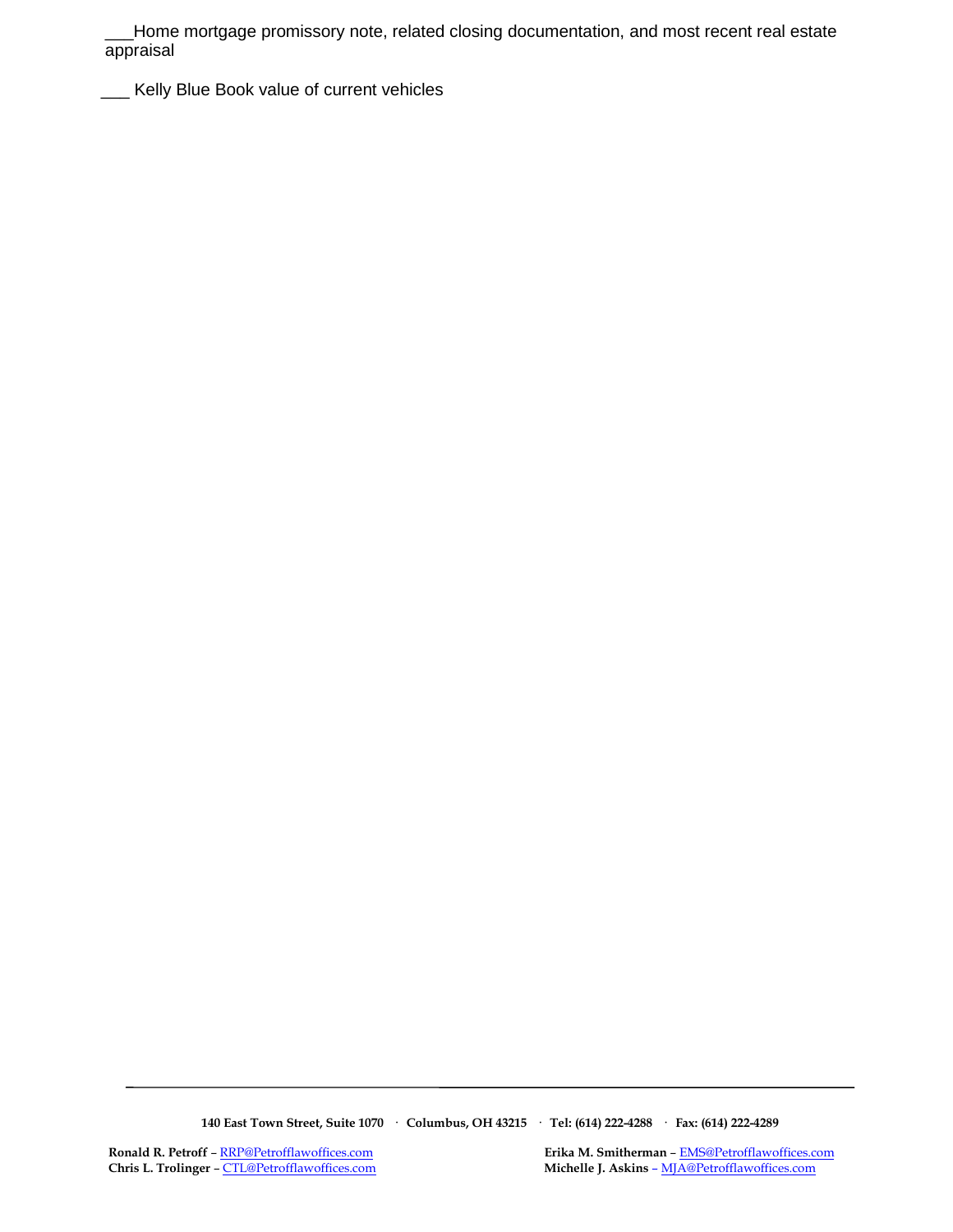___Home mortgage promissory note, related closing documentation, and most recent real estate appraisal

___ Kelly Blue Book value of current vehicles